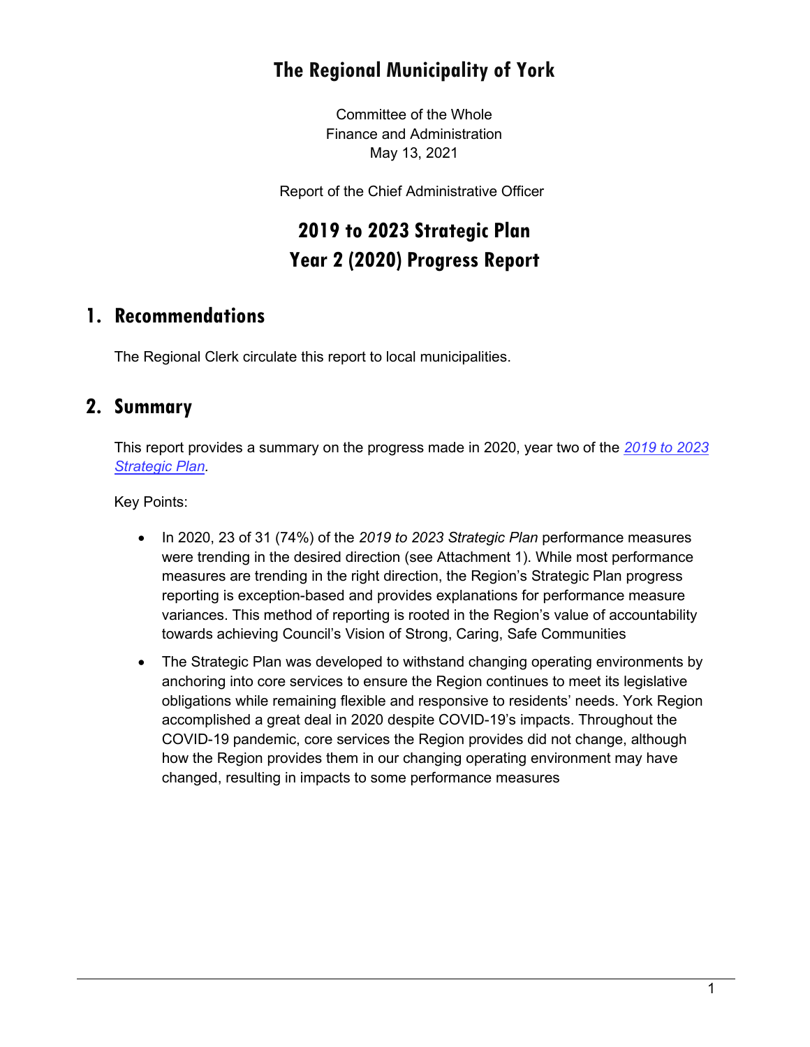# The Regional Municipality of York

Committee of the Whole
Finance and Administration
May 13, 2021

Report of the Chief Administrative Officer

# 2019 to 2023 Strategic Plan Year 2 (2020) Progress Report

## 1. Recommendations

The Regional Clerk circulate this report to local municipalities.

## 2. Summary

This report provides a summary on the progress made in 2020, year two of the *2019 to 2023 Strategic Plan*.

Key Points:

- In 2020, 23 of 31 (74%) of the *2019 to 2023 Strategic Plan* performance measures were trending in the desired direction (see Attachment 1). While most performance measures are trending in the right direction, the Region's Strategic Plan progress reporting is exception-based and provides explanations for performance measure variances. This method of reporting is rooted in the Region's value of accountability towards achieving Council's Vision of Strong, Caring, Safe Communities
- The Strategic Plan was developed to withstand changing operating environments by anchoring into core services to ensure the Region continues to meet its legislative obligations while remaining flexible and responsive to residents' needs. York Region accomplished a great deal in 2020 despite COVID-19's impacts. Throughout the COVID-19 pandemic, core services the Region provides did not change, although how the Region provides them in our changing operating environment may have changed, resulting in impacts to some performance measures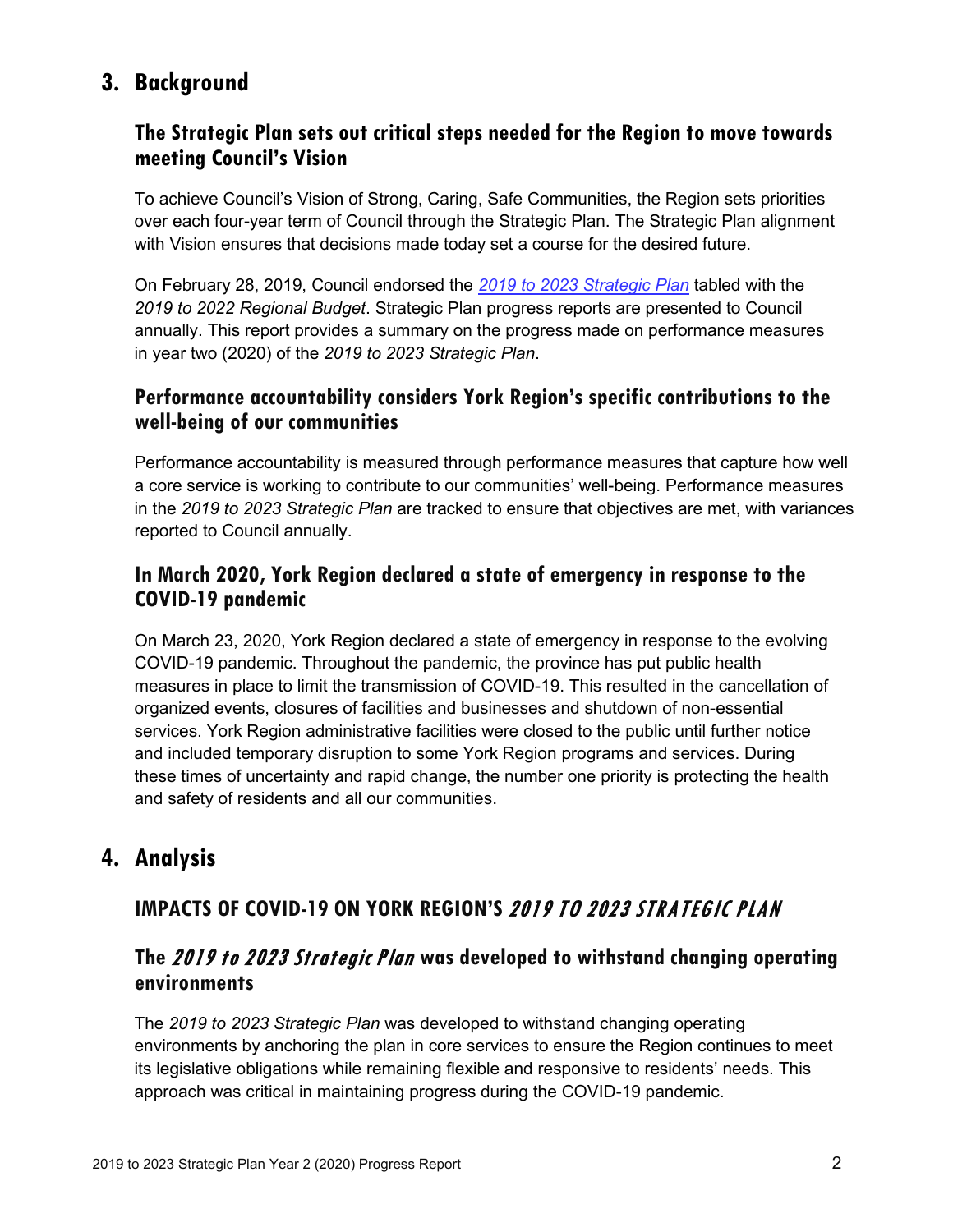## 3. Background

### The Strategic Plan sets out critical steps needed for the Region to move towards meeting Council's Vision

To achieve Council's Vision of Strong, Caring, Safe Communities, the Region sets priorities over each four-year term of Council through the Strategic Plan. The Strategic Plan alignment with Vision ensures that decisions made today set a course for the desired future.

On February 28, 2019, Council endorsed the *2019 to 2023 Strategic Plan* tabled with the *2019 to 2022 Regional Budget*. Strategic Plan progress reports are presented to Council annually. This report provides a summary on the progress made on performance measures in year two (2020) of the *2019 to 2023 Strategic Plan*.

### Performance accountability considers York Region's specific contributions to the well-being of our communities

Performance accountability is measured through performance measures that capture how well a core service is working to contribute to our communities' well-being. Performance measures in the *2019 to 2023 Strategic Plan* are tracked to ensure that objectives are met, with variances reported to Council annually.

### In March 2020, York Region declared a state of emergency in response to the COVID-19 pandemic

On March 23, 2020, York Region declared a state of emergency in response to the evolving COVID-19 pandemic. Throughout the pandemic, the province has put public health measures in place to limit the transmission of COVID-19. This resulted in the cancellation of organized events, closures of facilities and businesses and shutdown of non-essential services. York Region administrative facilities were closed to the public until further notice and included temporary disruption to some York Region programs and services. During these times of uncertainty and rapid change, the number one priority is protecting the health and safety of residents and all our communities.

## 4. Analysis

### IMPACTS OF COVID-19 ON YORK REGION'S *2019 TO 2023 STRATEGIC PLAN*

### The *2019 to 2023 Strategic Plan* was developed to withstand changing operating environments

The *2019 to 2023 Strategic Plan* was developed to withstand changing operating environments by anchoring the plan in core services to ensure the Region continues to meet its legislative obligations while remaining flexible and responsive to residents' needs. This approach was critical in maintaining progress during the COVID-19 pandemic.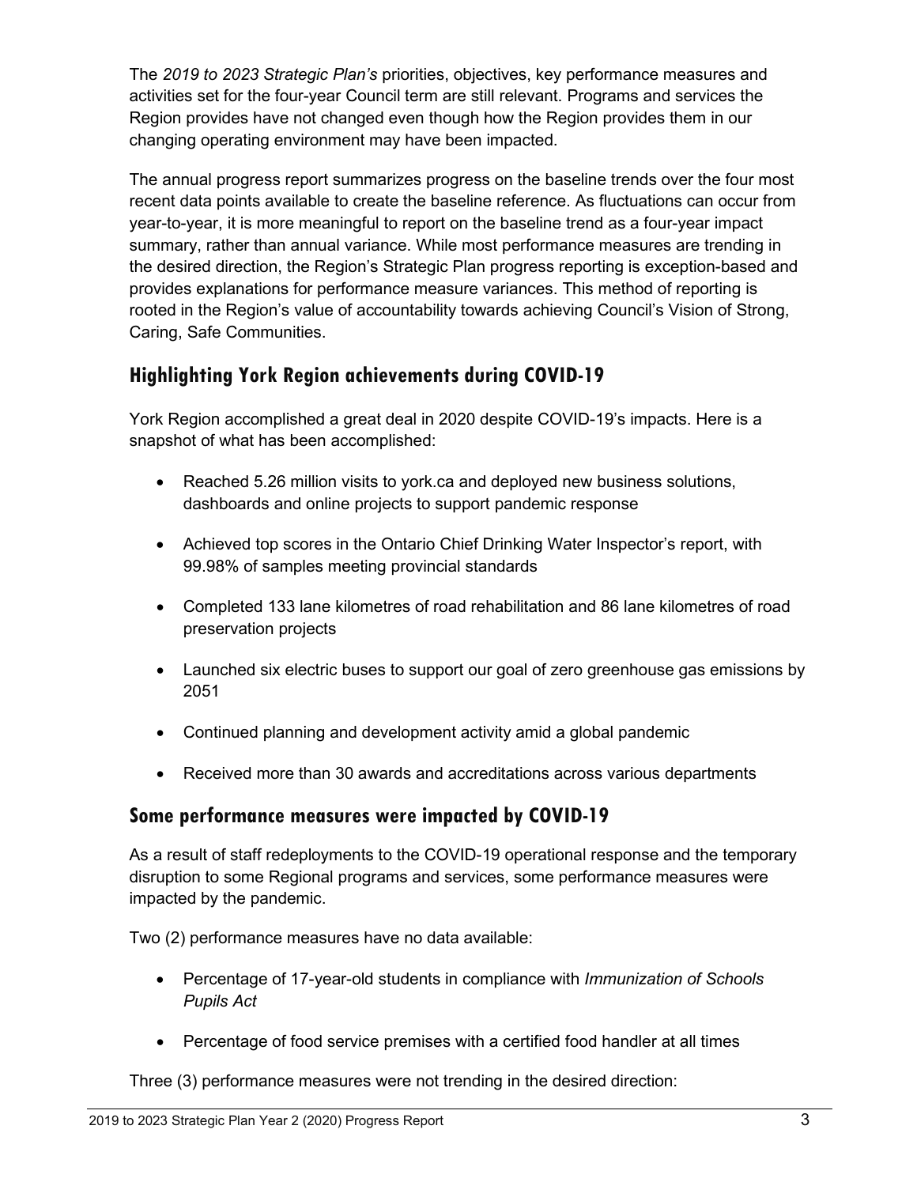The *2019 to 2023 Strategic Plan's* priorities, objectives, key performance measures and activities set for the four-year Council term are still relevant. Programs and services the Region provides have not changed even though how the Region provides them in our changing operating environment may have been impacted.

The annual progress report summarizes progress on the baseline trends over the four most recent data points available to create the baseline reference. As fluctuations can occur from year-to-year, it is more meaningful to report on the baseline trend as a four-year impact summary, rather than annual variance. While most performance measures are trending in the desired direction, the Region's Strategic Plan progress reporting is exception-based and provides explanations for performance measure variances. This method of reporting is rooted in the Region's value of accountability towards achieving Council's Vision of Strong, Caring, Safe Communities.

## Highlighting York Region achievements during COVID-19

York Region accomplished a great deal in 2020 despite COVID-19's impacts. Here is a snapshot of what has been accomplished:

- Reached 5.26 million visits to york.ca and deployed new business solutions, dashboards and online projects to support pandemic response
- Achieved top scores in the Ontario Chief Drinking Water Inspector's report, with 99.98% of samples meeting provincial standards
- Completed 133 lane kilometres of road rehabilitation and 86 lane kilometres of road preservation projects
- Launched six electric buses to support our goal of zero greenhouse gas emissions by 2051
- Continued planning and development activity amid a global pandemic
- Received more than 30 awards and accreditations across various departments

## Some performance measures were impacted by COVID-19

As a result of staff redeployments to the COVID-19 operational response and the temporary disruption to some Regional programs and services, some performance measures were impacted by the pandemic.

Two (2) performance measures have no data available:

- Percentage of 17-year-old students in compliance with *Immunization of Schools Pupils Act*
- Percentage of food service premises with a certified food handler at all times

Three (3) performance measures were not trending in the desired direction: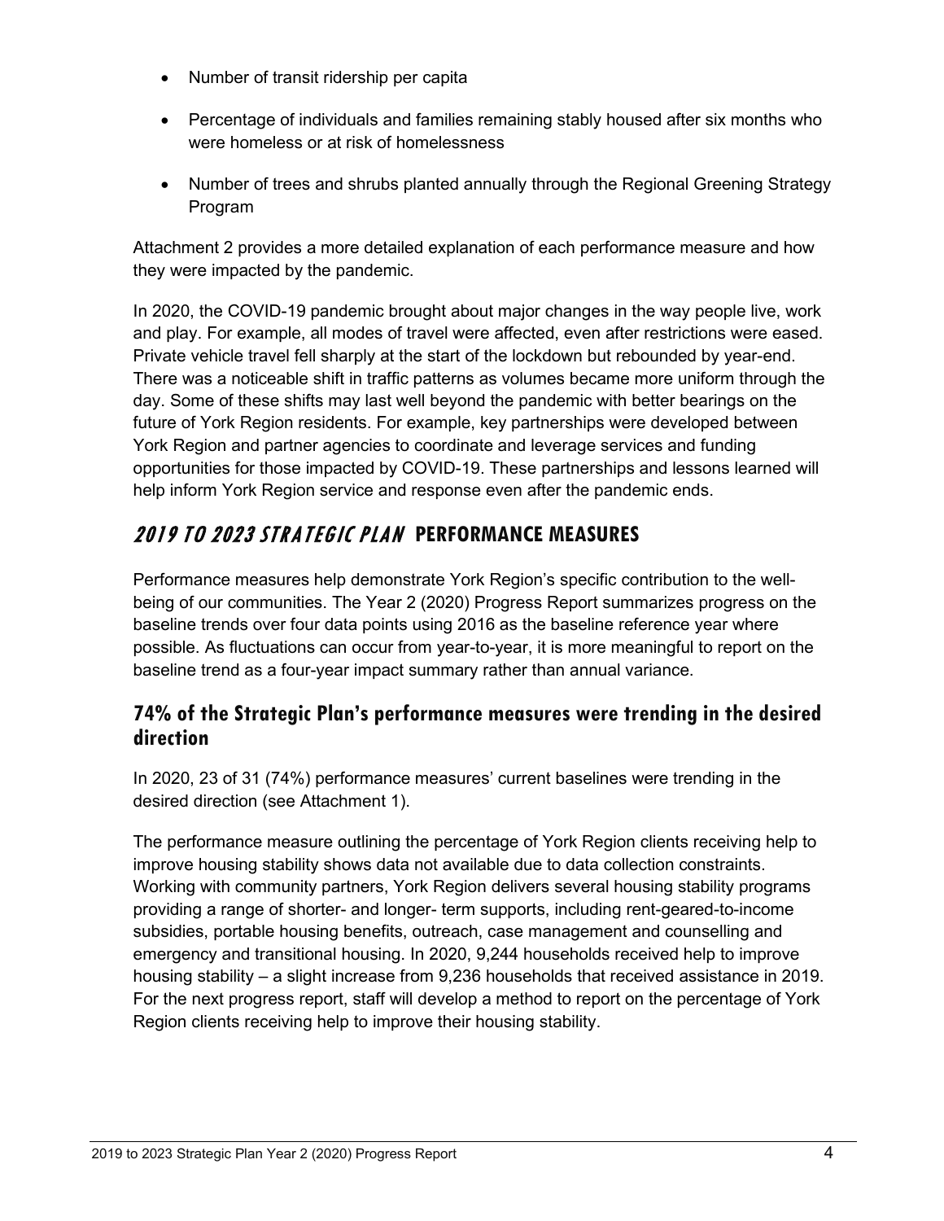- Number of transit ridership per capita
- Percentage of individuals and families remaining stably housed after six months who were homeless or at risk of homelessness
- Number of trees and shrubs planted annually through the Regional Greening Strategy Program

Attachment 2 provides a more detailed explanation of each performance measure and how they were impacted by the pandemic.

In 2020, the COVID-19 pandemic brought about major changes in the way people live, work and play. For example, all modes of travel were affected, even after restrictions were eased. Private vehicle travel fell sharply at the start of the lockdown but rebounded by year-end. There was a noticeable shift in traffic patterns as volumes became more uniform through the day. Some of these shifts may last well beyond the pandemic with better bearings on the future of York Region residents. For example, key partnerships were developed between York Region and partner agencies to coordinate and leverage services and funding opportunities for those impacted by COVID-19. These partnerships and lessons learned will help inform York Region service and response even after the pandemic ends.

## *2019 to 2023 Strategic Plan* PERFORMANCE MEASURES

Performance measures help demonstrate York Region's specific contribution to the well-being of our communities. The Year 2 (2020) Progress Report summarizes progress on the baseline trends over four data points using 2016 as the baseline reference year where possible. As fluctuations can occur from year-to-year, it is more meaningful to report on the baseline trend as a four-year impact summary rather than annual variance.

### 74% of the Strategic Plan's performance measures were trending in the desired direction

In 2020, 23 of 31 (74%) performance measures' current baselines were trending in the desired direction (see Attachment 1).

The performance measure outlining the percentage of York Region clients receiving help to improve housing stability shows data not available due to data collection constraints. Working with community partners, York Region delivers several housing stability programs providing a range of shorter- and longer- term supports, including rent-geared-to-income subsidies, portable housing benefits, outreach, case management and counselling and emergency and transitional housing. In 2020, 9,244 households received help to improve housing stability – a slight increase from 9,236 households that received assistance in 2019. For the next progress report, staff will develop a method to report on the percentage of York Region clients receiving help to improve their housing stability.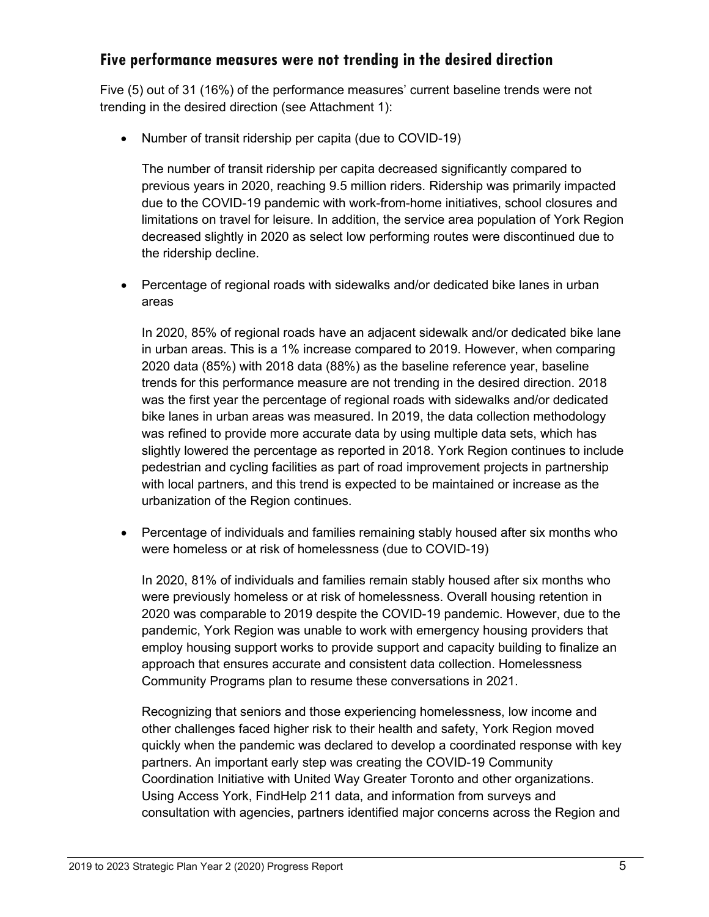## Five performance measures were not trending in the desired direction

Five (5) out of 31 (16%) of the performance measures' current baseline trends were not trending in the desired direction (see Attachment 1):

- Number of transit ridership per capita (due to COVID-19)

  The number of transit ridership per capita decreased significantly compared to previous years in 2020, reaching 9.5 million riders. Ridership was primarily impacted due to the COVID-19 pandemic with work-from-home initiatives, school closures and limitations on travel for leisure. In addition, the service area population of York Region decreased slightly in 2020 as select low performing routes were discontinued due to the ridership decline.

- Percentage of regional roads with sidewalks and/or dedicated bike lanes in urban areas

  In 2020, 85% of regional roads have an adjacent sidewalk and/or dedicated bike lane in urban areas. This is a 1% increase compared to 2019. However, when comparing 2020 data (85%) with 2018 data (88%) as the baseline reference year, baseline trends for this performance measure are not trending in the desired direction. 2018 was the first year the percentage of regional roads with sidewalks and/or dedicated bike lanes in urban areas was measured. In 2019, the data collection methodology was refined to provide more accurate data by using multiple data sets, which has slightly lowered the percentage as reported in 2018. York Region continues to include pedestrian and cycling facilities as part of road improvement projects in partnership with local partners, and this trend is expected to be maintained or increase as the urbanization of the Region continues.

- Percentage of individuals and families remaining stably housed after six months who were homeless or at risk of homelessness (due to COVID-19)

  In 2020, 81% of individuals and families remain stably housed after six months who were previously homeless or at risk of homelessness. Overall housing retention in 2020 was comparable to 2019 despite the COVID-19 pandemic. However, due to the pandemic, York Region was unable to work with emergency housing providers that employ housing support works to provide support and capacity building to finalize an approach that ensures accurate and consistent data collection. Homelessness Community Programs plan to resume these conversations in 2021.

  Recognizing that seniors and those experiencing homelessness, low income and other challenges faced higher risk to their health and safety, York Region moved quickly when the pandemic was declared to develop a coordinated response with key partners. An important early step was creating the COVID-19 Community Coordination Initiative with United Way Greater Toronto and other organizations. Using Access York, FindHelp 211 data, and information from surveys and consultation with agencies, partners identified major concerns across the Region and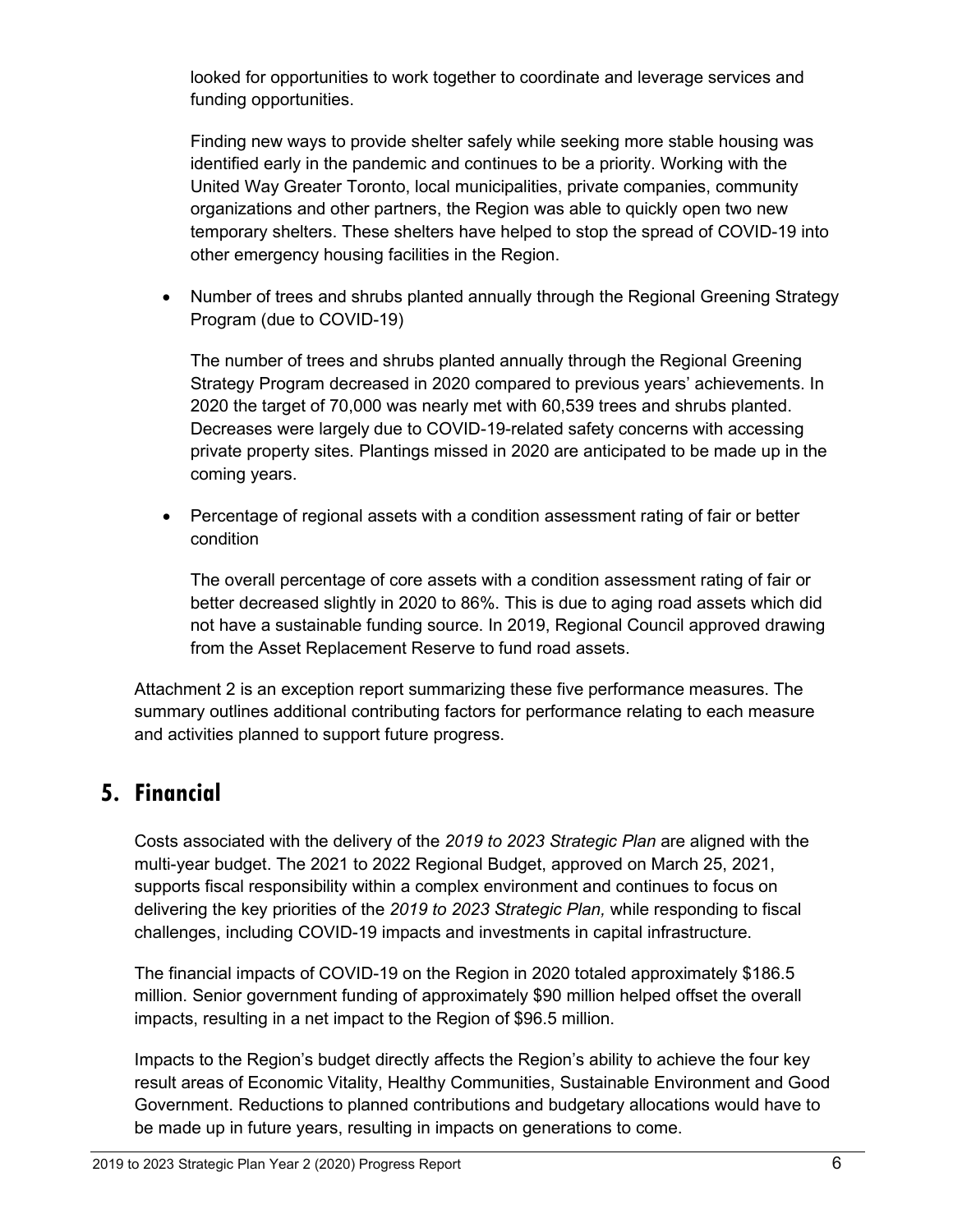looked for opportunities to work together to coordinate and leverage services and funding opportunities.

Finding new ways to provide shelter safely while seeking more stable housing was identified early in the pandemic and continues to be a priority. Working with the United Way Greater Toronto, local municipalities, private companies, community organizations and other partners, the Region was able to quickly open two new temporary shelters. These shelters have helped to stop the spread of COVID-19 into other emergency housing facilities in the Region.

- Number of trees and shrubs planted annually through the Regional Greening Strategy Program (due to COVID-19)

  The number of trees and shrubs planted annually through the Regional Greening Strategy Program decreased in 2020 compared to previous years' achievements. In 2020 the target of 70,000 was nearly met with 60,539 trees and shrubs planted. Decreases were largely due to COVID-19-related safety concerns with accessing private property sites. Plantings missed in 2020 are anticipated to be made up in the coming years.

- Percentage of regional assets with a condition assessment rating of fair or better condition

  The overall percentage of core assets with a condition assessment rating of fair or better decreased slightly in 2020 to 86%. This is due to aging road assets which did not have a sustainable funding source. In 2019, Regional Council approved drawing from the Asset Replacement Reserve to fund road assets.

Attachment 2 is an exception report summarizing these five performance measures. The summary outlines additional contributing factors for performance relating to each measure and activities planned to support future progress.

## 5. Financial

Costs associated with the delivery of the *2019 to 2023 Strategic Plan* are aligned with the multi-year budget. The 2021 to 2022 Regional Budget, approved on March 25, 2021, supports fiscal responsibility within a complex environment and continues to focus on delivering the key priorities of the *2019 to 2023 Strategic Plan,* while responding to fiscal challenges, including COVID-19 impacts and investments in capital infrastructure.

The financial impacts of COVID-19 on the Region in 2020 totaled approximately $186.5 million. Senior government funding of approximately $90 million helped offset the overall impacts, resulting in a net impact to the Region of $96.5 million.

Impacts to the Region's budget directly affects the Region's ability to achieve the four key result areas of Economic Vitality, Healthy Communities, Sustainable Environment and Good Government. Reductions to planned contributions and budgetary allocations would have to be made up in future years, resulting in impacts on generations to come.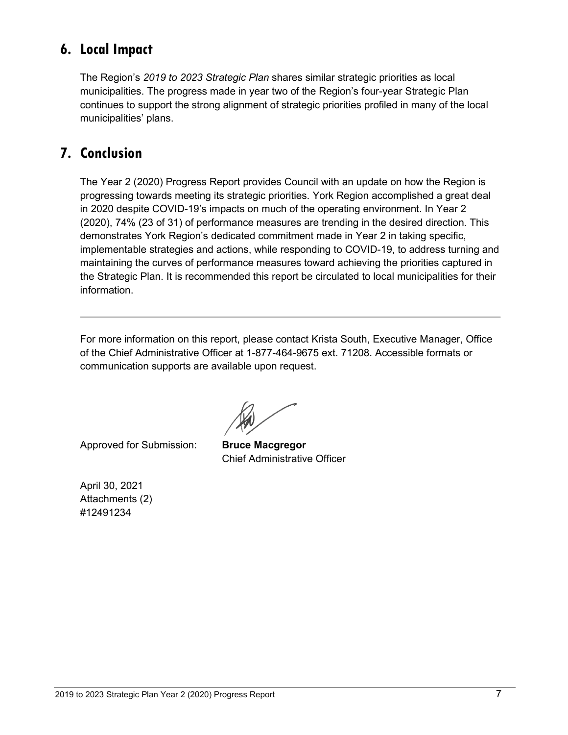## 6. Local Impact

The Region's *2019 to 2023 Strategic Plan* shares similar strategic priorities as local municipalities. The progress made in year two of the Region's four-year Strategic Plan continues to support the strong alignment of strategic priorities profiled in many of the local municipalities' plans.

## 7. Conclusion

The Year 2 (2020) Progress Report provides Council with an update on how the Region is progressing towards meeting its strategic priorities. York Region accomplished a great deal in 2020 despite COVID-19's impacts on much of the operating environment. In Year 2 (2020), 74% (23 of 31) of performance measures are trending in the desired direction. This demonstrates York Region's dedicated commitment made in Year 2 in taking specific, implementable strategies and actions, while responding to COVID-19, to address turning and maintaining the curves of performance measures toward achieving the priorities captured in the Strategic Plan. It is recommended this report be circulated to local municipalities for their information.

---

For more information on this report, please contact Krista South, Executive Manager, Office of the Chief Administrative Officer at 1-877-464-9675 ext. 71208. Accessible formats or communication supports are available upon request.

Approved for Submission: **Bruce Macgregor**
Chief Administrative Officer

April 30, 2021
Attachments (2)
#12491234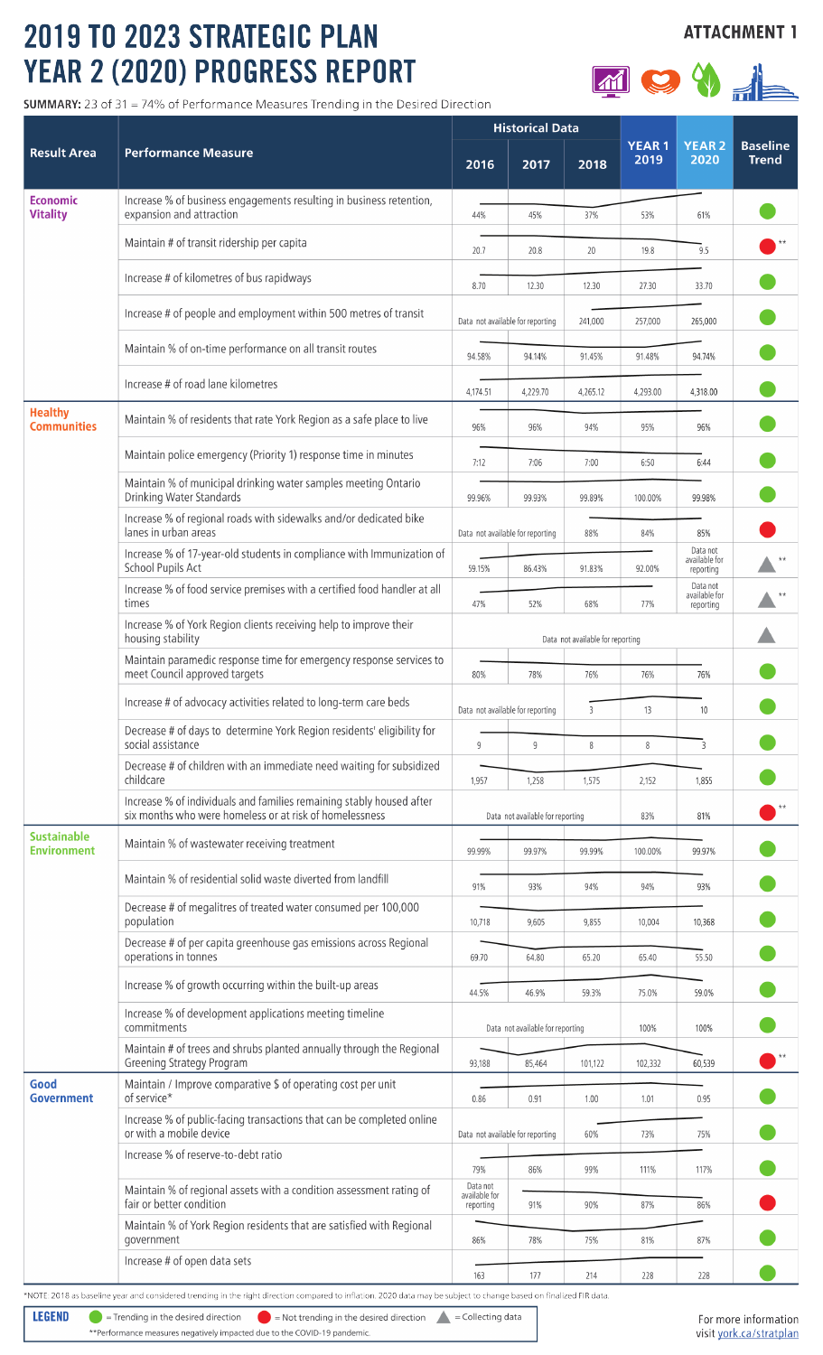# 2019 TO 2023 STRATEGIC PLAN YEAR 2 (2020) PROGRESS REPORT

**ATTACHMENT 1**

**SUMMARY:** 23 of 31 = 74% of Performance Measures Trending in the Desired Direction

| Result Area | Performance Measure | Historical Data 2016 | Historical Data 2017 | Historical Data 2018 | YEAR 1 2019 | YEAR 2 2020 | Baseline Trend |
|---|---|---|---|---|---|---|---|
| **Economic Vitality** | Increase % of business engagements resulting in business retention, expansion and attraction | 44% | 45% | 37% | 53% | 61% | Trending in the desired direction |
| | Maintain # of transit ridership per capita | 20.7 | 20.8 | 20 | 19.8 | 9.5 | Not trending in the desired direction ** |
| | Increase # of kilometres of bus rapidways | 8.70 | 12.30 | 12.30 | 27.30 | 33.70 | Trending in the desired direction |
| | Increase # of people and employment within 500 metres of transit | Data not available for reporting | | 241,000 | 257,000 | 265,000 | Trending in the desired direction |
| | Maintain % of on-time performance on all transit routes | 94.58% | 94.14% | 91.45% | 91.48% | 94.74% | Trending in the desired direction |
| | Increase # of road lane kilometres | 4,174.51 | 4,229.70 | 4,265.12 | 4,293.00 | 4,318.00 | Trending in the desired direction |
| **Healthy Communities** | Maintain % of residents that rate York Region as a safe place to live | 96% | 96% | 94% | 95% | 96% | Trending in the desired direction |
| | Maintain police emergency (Priority 1) response time in minutes | 7:12 | 7:06 | 7:00 | 6:50 | 6:44 | Trending in the desired direction |
| | Maintain % of municipal drinking water samples meeting Ontario Drinking Water Standards | 99.96% | 99.93% | 99.89% | 100.00% | 99.98% | Trending in the desired direction |
| | Increase % of regional roads with sidewalks and/or dedicated bike lanes in urban areas | Data not available for reporting | | 88% | 84% | 85% | Not trending in the desired direction |
| | Increase % of 17-year-old students in compliance with Immunization of School Pupils Act | 59.15% | 86.43% | 91.83% | 92.00% | Data not available for reporting | Collecting data ** |
| | Increase % of food service premises with a certified food handler at all times | 47% | 52% | 68% | 77% | Data not available for reporting | Collecting data ** |
| | Increase % of York Region clients receiving help to improve their housing stability | Data not available for reporting | | | | | Collecting data |
| | Maintain paramedic response time for emergency response services to meet Council approved targets | 80% | 78% | 76% | 76% | 76% | Trending in the desired direction |
| | Increase # of advocacy activities related to long-term care beds | Data not available for reporting | | 3 | 13 | 10 | Trending in the desired direction |
| | Decrease # of days to determine York Region residents' eligibility for social assistance | 9 | 9 | 8 | 8 | 3 | Trending in the desired direction |
| | Decrease # of children with an immediate need waiting for subsidized childcare | 1,957 | 1,258 | 1,575 | 2,152 | 1,855 | Trending in the desired direction |
| | Increase % of individuals and families remaining stably housed after six months who were homeless or at risk of homelessness | Data not available for reporting | | | 83% | 81% | Not trending in the desired direction ** |
| **Sustainable Environment** | Maintain % of wastewater receiving treatment | 99.99% | 99.97% | 99.99% | 100.00% | 99.97% | Trending in the desired direction |
| | Maintain % of residential solid waste diverted from landfill | 91% | 93% | 94% | 94% | 93% | Trending in the desired direction |
| | Decrease # of megalitres of treated water consumed per 100,000 population | 10,718 | 9,605 | 9,855 | 10,004 | 10,368 | Trending in the desired direction |
| | Decrease # of per capita greenhouse gas emissions across Regional operations in tonnes | 69.70 | 64.80 | 65.20 | 65.40 | 55.50 | Trending in the desired direction |
| | Increase % of growth occurring within the built-up areas | 44.5% | 46.9% | 59.3% | 75.0% | 59.0% | Trending in the desired direction |
| | Increase % of development applications meeting timeline commitments | Data not available for reporting | | | 100% | 100% | Trending in the desired direction |
| | Maintain # of trees and shrubs planted annually through the Regional Greening Strategy Program | 93,188 | 85,464 | 101,122 | 102,332 | 60,539 | Not trending in the desired direction ** |
| **Good Government** | Maintain / Improve comparative $ of operating cost per unit of service* | 0.86 | 0.91 | 1.00 | 1.01 | 0.95 | Trending in the desired direction |
| | Increase % of public-facing transactions that can be completed online or with a mobile device | Data not available for reporting | | 60% | 73% | 75% | Trending in the desired direction |
| | Increase % of reserve-to-debt ratio | 79% | 86% | 99% | 111% | 117% | Trending in the desired direction |
| | Maintain % of regional assets with a condition assessment rating of fair or better condition | Data not available for reporting | 91% | 90% | 87% | 86% | Not trending in the desired direction |
| | Maintain % of York Region residents that are satisfied with Regional government | 86% | 78% | 75% | 81% | 87% | Trending in the desired direction |
| | Increase # of open data sets | 163 | 177 | 214 | 228 | 228 | Trending in the desired direction |

*NOTE: 2018 as baseline year and considered trending in the right direction compared to inflation. 2020 data may be subject to change based on finalized FIR data.

**LEGEND**
- Green circle = Trending in the desired direction
- Red circle = Not trending in the desired direction
- Triangle = Collecting data

**Performance measures negatively impacted due to the COVID-19 pandemic.

For more information visit york.ca/stratplan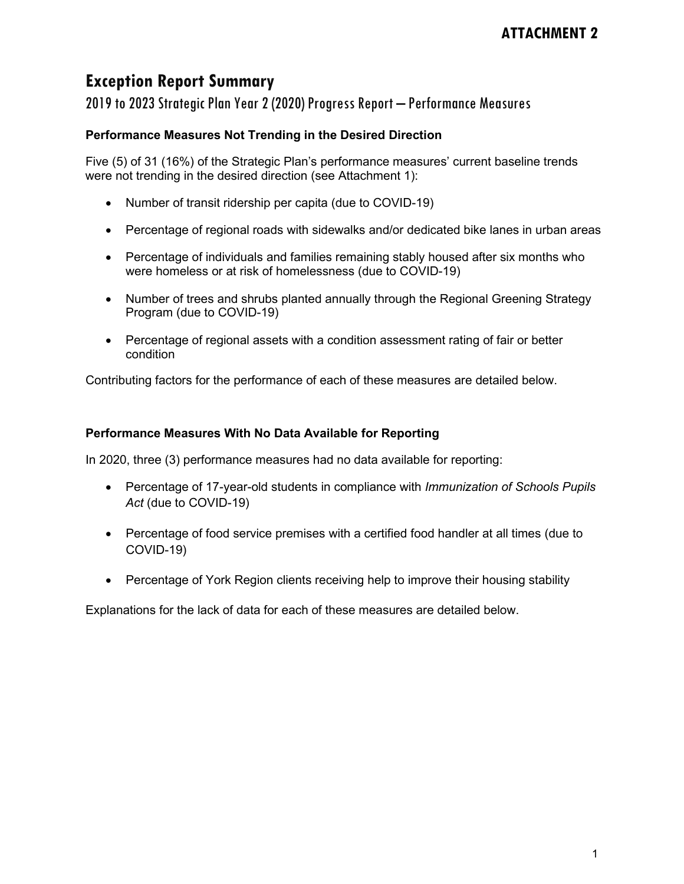**ATTACHMENT 2**

# Exception Report Summary

## 2019 to 2023 Strategic Plan Year 2 (2020) Progress Report – Performance Measures

### Performance Measures Not Trending in the Desired Direction

Five (5) of 31 (16%) of the Strategic Plan's performance measures' current baseline trends were not trending in the desired direction (see Attachment 1):

- Number of transit ridership per capita (due to COVID-19)
- Percentage of regional roads with sidewalks and/or dedicated bike lanes in urban areas
- Percentage of individuals and families remaining stably housed after six months who were homeless or at risk of homelessness (due to COVID-19)
- Number of trees and shrubs planted annually through the Regional Greening Strategy Program (due to COVID-19)
- Percentage of regional assets with a condition assessment rating of fair or better condition

Contributing factors for the performance of each of these measures are detailed below.

### Performance Measures With No Data Available for Reporting

In 2020, three (3) performance measures had no data available for reporting:

- Percentage of 17-year-old students in compliance with *Immunization of Schools Pupils Act* (due to COVID-19)
- Percentage of food service premises with a certified food handler at all times (due to COVID-19)
- Percentage of York Region clients receiving help to improve their housing stability

Explanations for the lack of data for each of these measures are detailed below.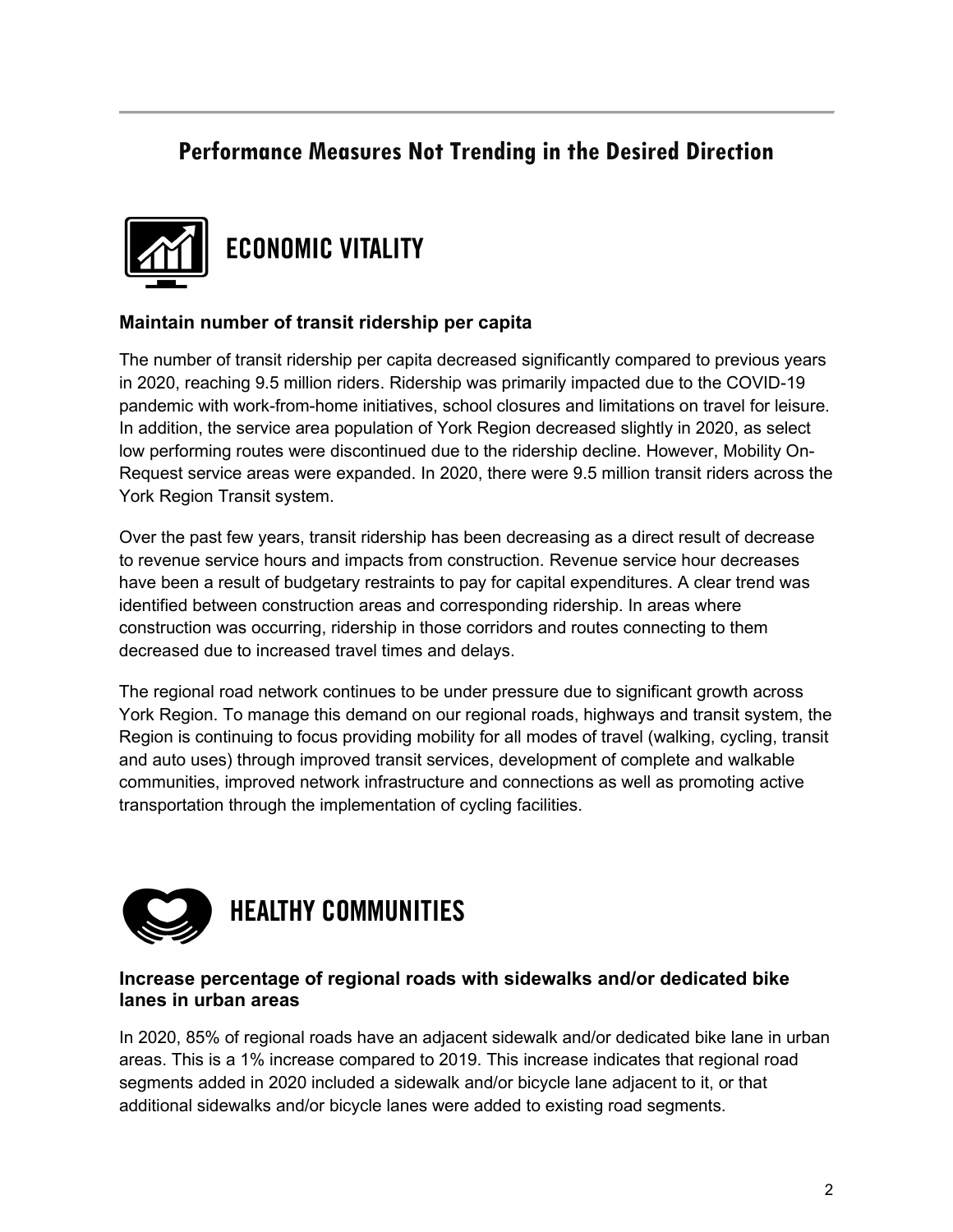## Performance Measures Not Trending in the Desired Direction

### ECONOMIC VITALITY

#### Maintain number of transit ridership per capita

The number of transit ridership per capita decreased significantly compared to previous years in 2020, reaching 9.5 million riders. Ridership was primarily impacted due to the COVID-19 pandemic with work-from-home initiatives, school closures and limitations on travel for leisure. In addition, the service area population of York Region decreased slightly in 2020, as select low performing routes were discontinued due to the ridership decline. However, Mobility On-Request service areas were expanded. In 2020, there were 9.5 million transit riders across the York Region Transit system.

Over the past few years, transit ridership has been decreasing as a direct result of decrease to revenue service hours and impacts from construction. Revenue service hour decreases have been a result of budgetary restraints to pay for capital expenditures. A clear trend was identified between construction areas and corresponding ridership. In areas where construction was occurring, ridership in those corridors and routes connecting to them decreased due to increased travel times and delays.

The regional road network continues to be under pressure due to significant growth across York Region. To manage this demand on our regional roads, highways and transit system, the Region is continuing to focus providing mobility for all modes of travel (walking, cycling, transit and auto uses) through improved transit services, development of complete and walkable communities, improved network infrastructure and connections as well as promoting active transportation through the implementation of cycling facilities.

### HEALTHY COMMUNITIES

#### Increase percentage of regional roads with sidewalks and/or dedicated bike lanes in urban areas

In 2020, 85% of regional roads have an adjacent sidewalk and/or dedicated bike lane in urban areas. This is a 1% increase compared to 2019. This increase indicates that regional road segments added in 2020 included a sidewalk and/or bicycle lane adjacent to it, or that additional sidewalks and/or bicycle lanes were added to existing road segments.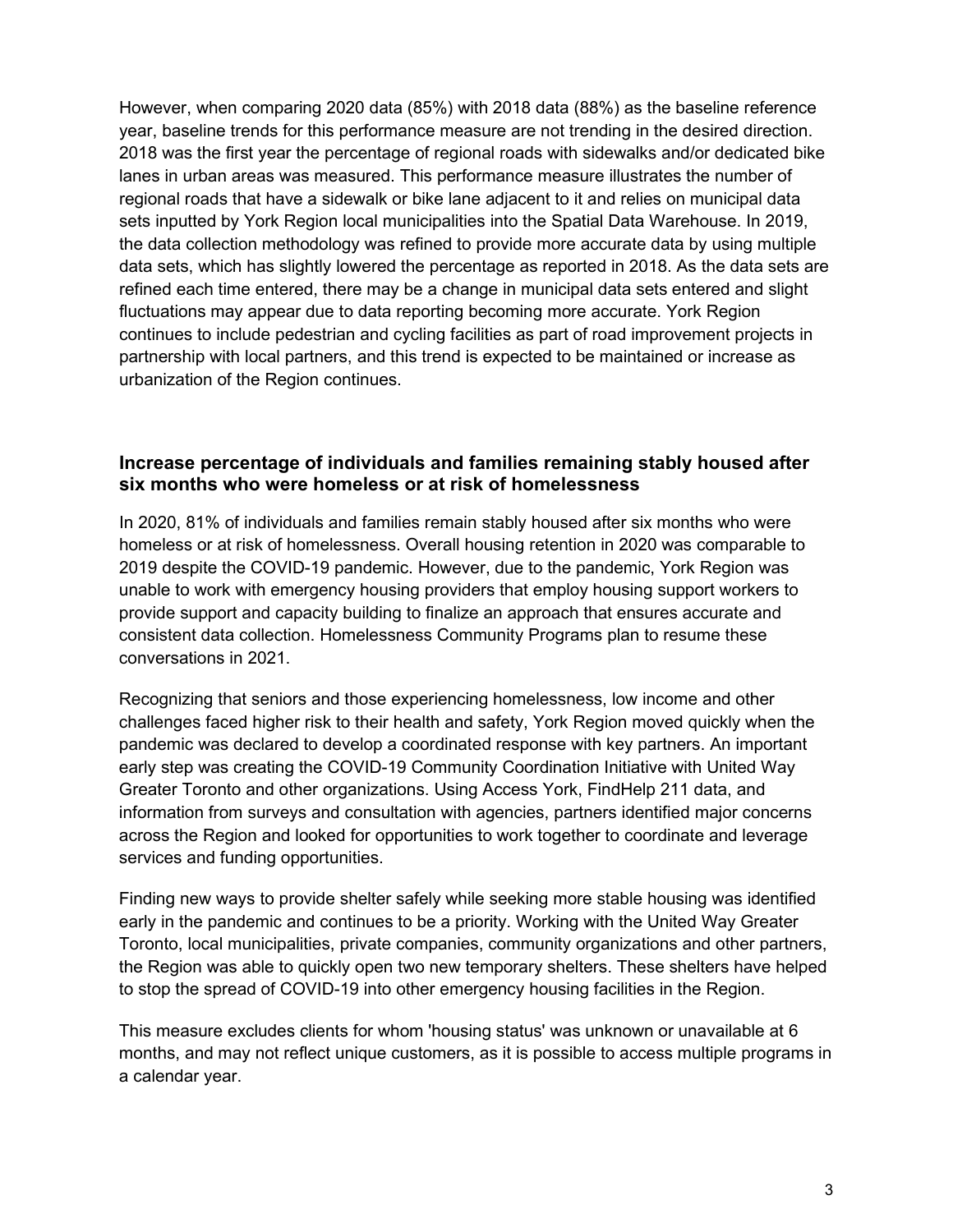However, when comparing 2020 data (85%) with 2018 data (88%) as the baseline reference year, baseline trends for this performance measure are not trending in the desired direction. 2018 was the first year the percentage of regional roads with sidewalks and/or dedicated bike lanes in urban areas was measured. This performance measure illustrates the number of regional roads that have a sidewalk or bike lane adjacent to it and relies on municipal data sets inputted by York Region local municipalities into the Spatial Data Warehouse. In 2019, the data collection methodology was refined to provide more accurate data by using multiple data sets, which has slightly lowered the percentage as reported in 2018. As the data sets are refined each time entered, there may be a change in municipal data sets entered and slight fluctuations may appear due to data reporting becoming more accurate. York Region continues to include pedestrian and cycling facilities as part of road improvement projects in partnership with local partners, and this trend is expected to be maintained or increase as urbanization of the Region continues.

### Increase percentage of individuals and families remaining stably housed after six months who were homeless or at risk of homelessness

In 2020, 81% of individuals and families remain stably housed after six months who were homeless or at risk of homelessness. Overall housing retention in 2020 was comparable to 2019 despite the COVID-19 pandemic. However, due to the pandemic, York Region was unable to work with emergency housing providers that employ housing support workers to provide support and capacity building to finalize an approach that ensures accurate and consistent data collection. Homelessness Community Programs plan to resume these conversations in 2021.

Recognizing that seniors and those experiencing homelessness, low income and other challenges faced higher risk to their health and safety, York Region moved quickly when the pandemic was declared to develop a coordinated response with key partners. An important early step was creating the COVID-19 Community Coordination Initiative with United Way Greater Toronto and other organizations. Using Access York, FindHelp 211 data, and information from surveys and consultation with agencies, partners identified major concerns across the Region and looked for opportunities to work together to coordinate and leverage services and funding opportunities.

Finding new ways to provide shelter safely while seeking more stable housing was identified early in the pandemic and continues to be a priority. Working with the United Way Greater Toronto, local municipalities, private companies, community organizations and other partners, the Region was able to quickly open two new temporary shelters. These shelters have helped to stop the spread of COVID-19 into other emergency housing facilities in the Region.

This measure excludes clients for whom 'housing status' was unknown or unavailable at 6 months, and may not reflect unique customers, as it is possible to access multiple programs in a calendar year.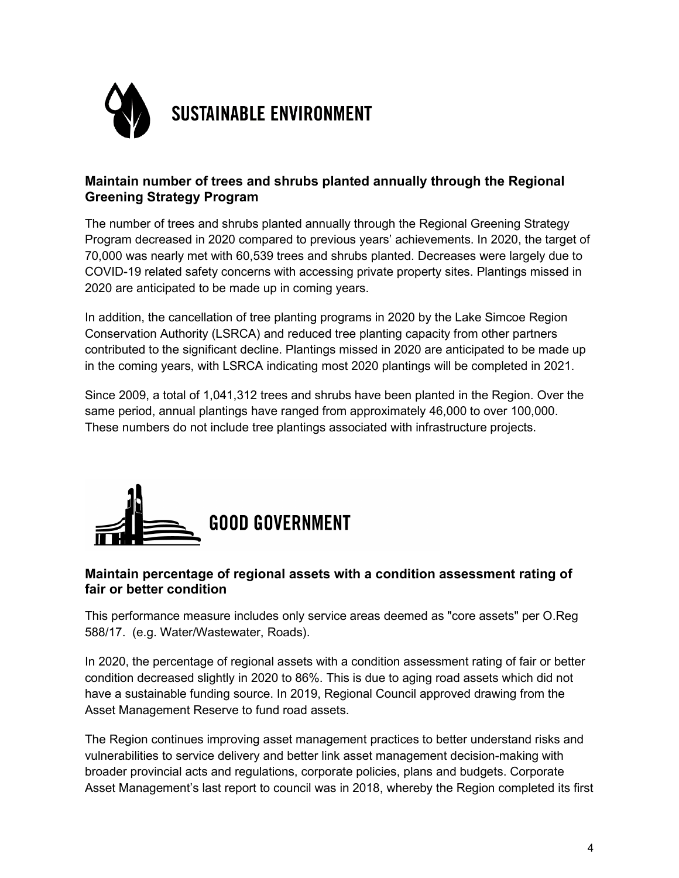# SUSTAINABLE ENVIRONMENT

### Maintain number of trees and shrubs planted annually through the Regional Greening Strategy Program

The number of trees and shrubs planted annually through the Regional Greening Strategy Program decreased in 2020 compared to previous years' achievements. In 2020, the target of 70,000 was nearly met with 60,539 trees and shrubs planted. Decreases were largely due to COVID-19 related safety concerns with accessing private property sites. Plantings missed in 2020 are anticipated to be made up in coming years.

In addition, the cancellation of tree planting programs in 2020 by the Lake Simcoe Region Conservation Authority (LSRCA) and reduced tree planting capacity from other partners contributed to the significant decline. Plantings missed in 2020 are anticipated to be made up in the coming years, with LSRCA indicating most 2020 plantings will be completed in 2021.

Since 2009, a total of 1,041,312 trees and shrubs have been planted in the Region. Over the same period, annual plantings have ranged from approximately 46,000 to over 100,000. These numbers do not include tree plantings associated with infrastructure projects.

# GOOD GOVERNMENT

### Maintain percentage of regional assets with a condition assessment rating of fair or better condition

This performance measure includes only service areas deemed as "core assets" per O.Reg 588/17. (e.g. Water/Wastewater, Roads).

In 2020, the percentage of regional assets with a condition assessment rating of fair or better condition decreased slightly in 2020 to 86%. This is due to aging road assets which did not have a sustainable funding source. In 2019, Regional Council approved drawing from the Asset Management Reserve to fund road assets.

The Region continues improving asset management practices to better understand risks and vulnerabilities to service delivery and better link asset management decision-making with broader provincial acts and regulations, corporate policies, plans and budgets. Corporate Asset Management's last report to council was in 2018, whereby the Region completed its first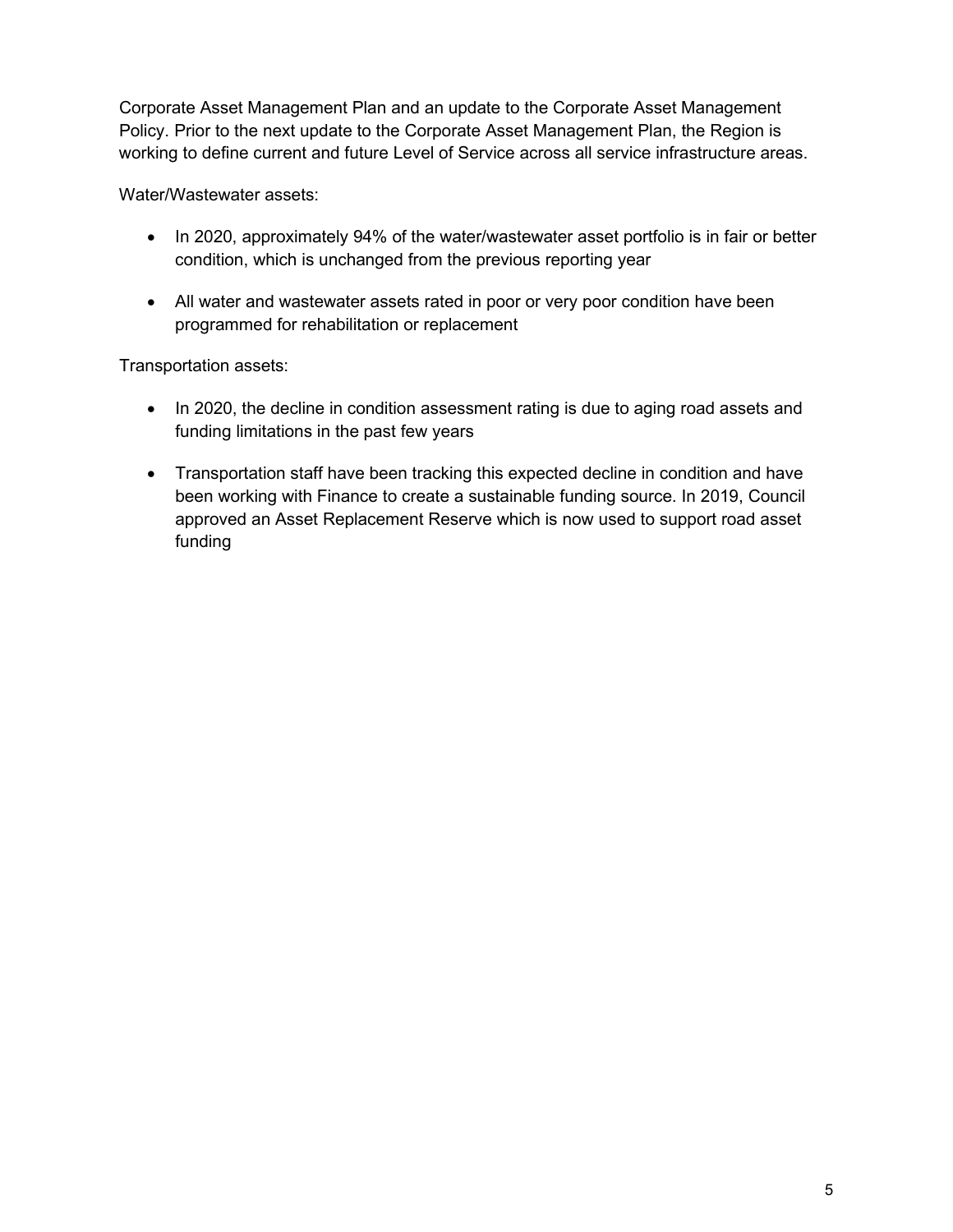Corporate Asset Management Plan and an update to the Corporate Asset Management Policy. Prior to the next update to the Corporate Asset Management Plan, the Region is working to define current and future Level of Service across all service infrastructure areas.

Water/Wastewater assets:

- In 2020, approximately 94% of the water/wastewater asset portfolio is in fair or better condition, which is unchanged from the previous reporting year
- All water and wastewater assets rated in poor or very poor condition have been programmed for rehabilitation or replacement

Transportation assets:

- In 2020, the decline in condition assessment rating is due to aging road assets and funding limitations in the past few years
- Transportation staff have been tracking this expected decline in condition and have been working with Finance to create a sustainable funding source. In 2019, Council approved an Asset Replacement Reserve which is now used to support road asset funding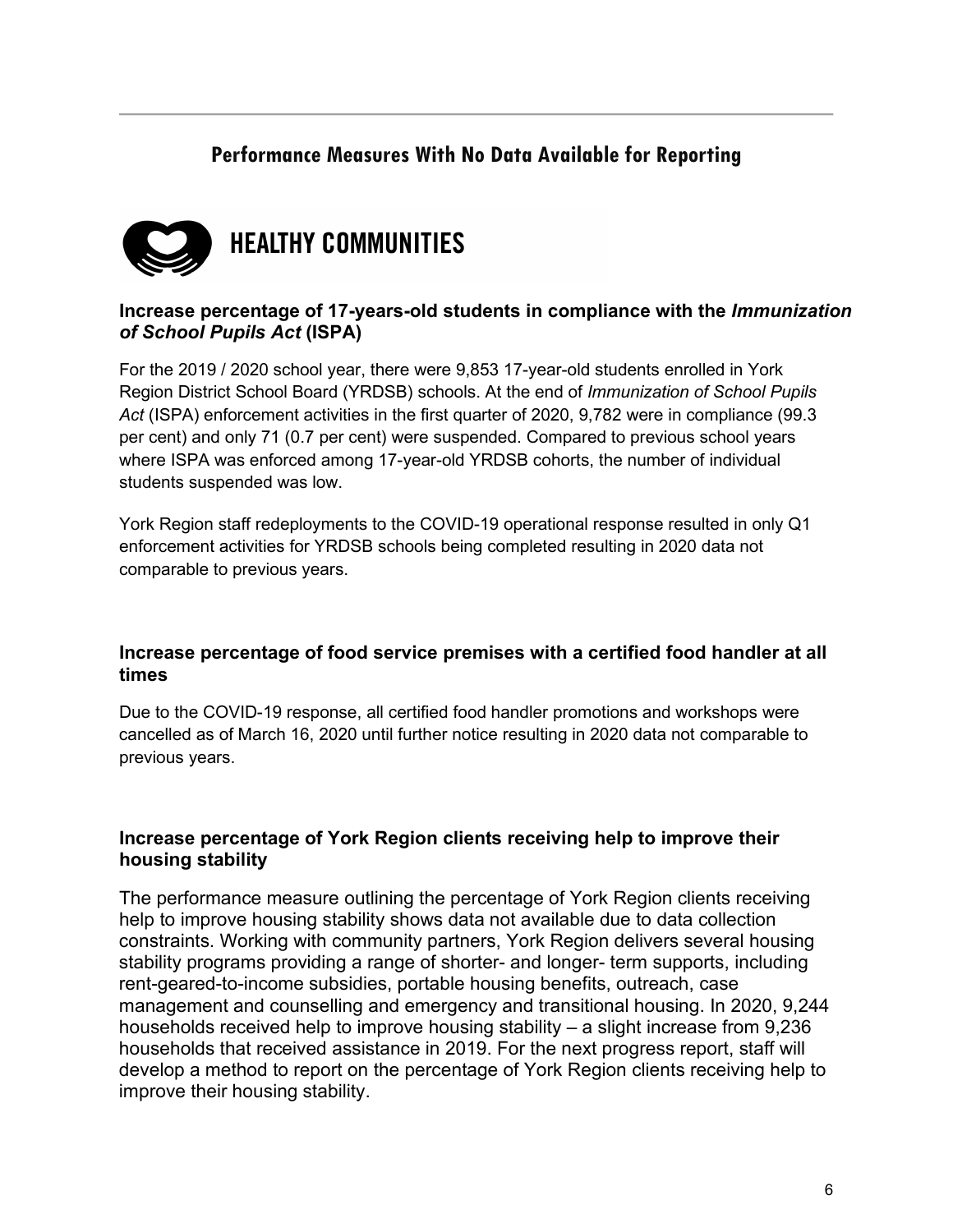## Performance Measures With No Data Available for Reporting

### HEALTHY COMMUNITIES

**Increase percentage of 17-years-old students in compliance with the *Immunization of School Pupils Act* (ISPA)**

For the 2019 / 2020 school year, there were 9,853 17-year-old students enrolled in York Region District School Board (YRDSB) schools. At the end of *Immunization of School Pupils Act* (ISPA) enforcement activities in the first quarter of 2020, 9,782 were in compliance (99.3 per cent) and only 71 (0.7 per cent) were suspended. Compared to previous school years where ISPA was enforced among 17-year-old YRDSB cohorts, the number of individual students suspended was low.

York Region staff redeployments to the COVID-19 operational response resulted in only Q1 enforcement activities for YRDSB schools being completed resulting in 2020 data not comparable to previous years.

**Increase percentage of food service premises with a certified food handler at all times**

Due to the COVID-19 response, all certified food handler promotions and workshops were cancelled as of March 16, 2020 until further notice resulting in 2020 data not comparable to previous years.

**Increase percentage of York Region clients receiving help to improve their housing stability**

The performance measure outlining the percentage of York Region clients receiving help to improve housing stability shows data not available due to data collection constraints. Working with community partners, York Region delivers several housing stability programs providing a range of shorter- and longer- term supports, including rent-geared-to-income subsidies, portable housing benefits, outreach, case management and counselling and emergency and transitional housing. In 2020, 9,244 households received help to improve housing stability – a slight increase from 9,236 households that received assistance in 2019. For the next progress report, staff will develop a method to report on the percentage of York Region clients receiving help to improve their housing stability.